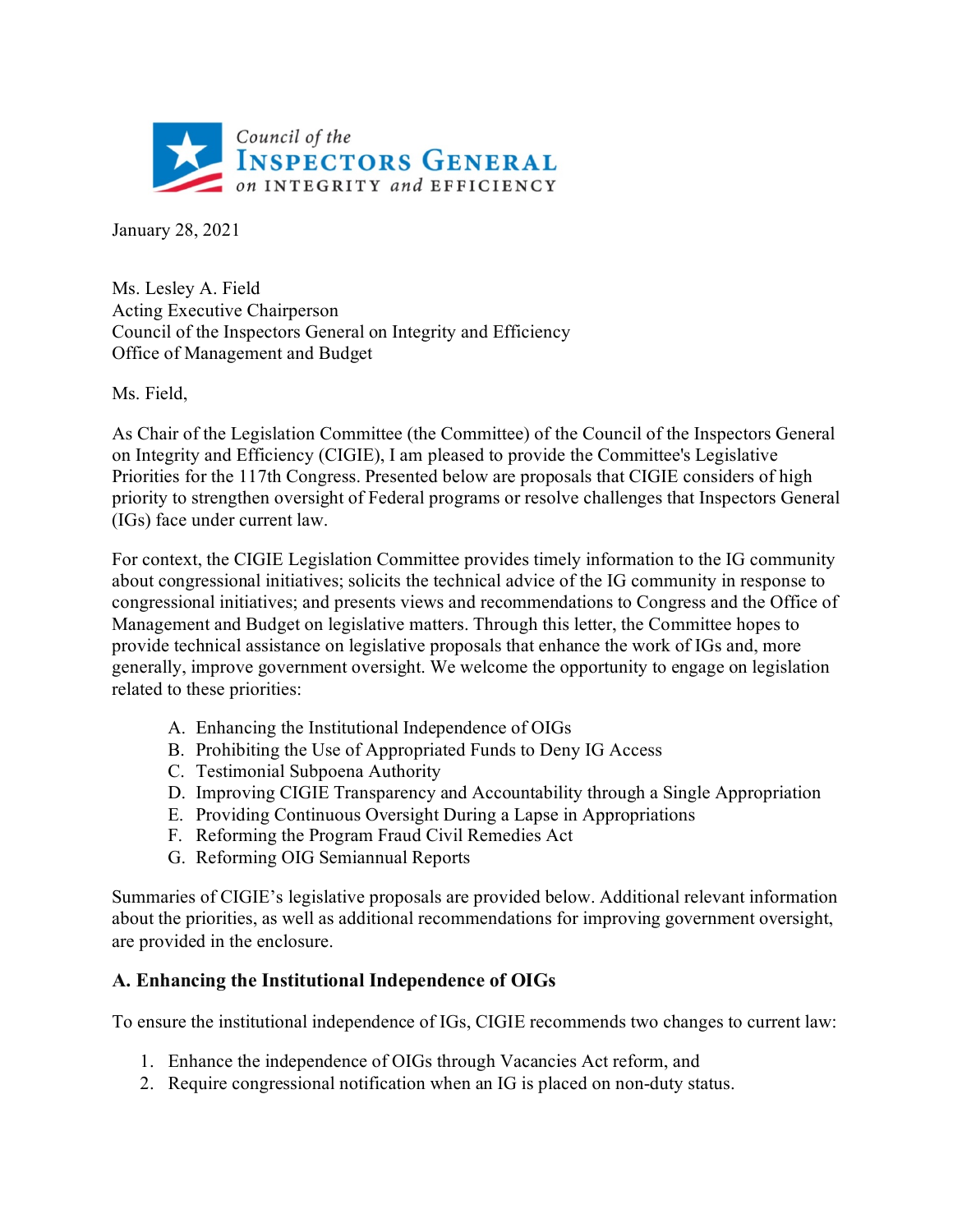Council of the
INSPECTORS GENERAL
on INTEGRITY and EFFICIENCY

January 28, 2021

Ms. Lesley A. Field
Acting Executive Chairperson
Council of the Inspectors General on Integrity and Efficiency
Office of Management and Budget

Ms. Field,

As Chair of the Legislation Committee (the Committee) of the Council of the Inspectors General on Integrity and Efficiency (CIGIE), I am pleased to provide the Committee's Legislative Priorities for the 117th Congress. Presented below are proposals that CIGIE considers of high priority to strengthen oversight of Federal programs or resolve challenges that Inspectors General (IGs) face under current law.

For context, the CIGIE Legislation Committee provides timely information to the IG community about congressional initiatives; solicits the technical advice of the IG community in response to congressional initiatives; and presents views and recommendations to Congress and the Office of Management and Budget on legislative matters. Through this letter, the Committee hopes to provide technical assistance on legislative proposals that enhance the work of IGs and, more generally, improve government oversight. We welcome the opportunity to engage on legislation related to these priorities:

A. Enhancing the Institutional Independence of OIGs
B. Prohibiting the Use of Appropriated Funds to Deny IG Access
C. Testimonial Subpoena Authority
D. Improving CIGIE Transparency and Accountability through a Single Appropriation
E. Providing Continuous Oversight During a Lapse in Appropriations
F. Reforming the Program Fraud Civil Remedies Act
G. Reforming OIG Semiannual Reports

Summaries of CIGIE's legislative proposals are provided below. Additional relevant information about the priorities, as well as additional recommendations for improving government oversight, are provided in the enclosure.

## A. Enhancing the Institutional Independence of OIGs

To ensure the institutional independence of IGs, CIGIE recommends two changes to current law:

1. Enhance the independence of OIGs through Vacancies Act reform, and
2. Require congressional notification when an IG is placed on non-duty status.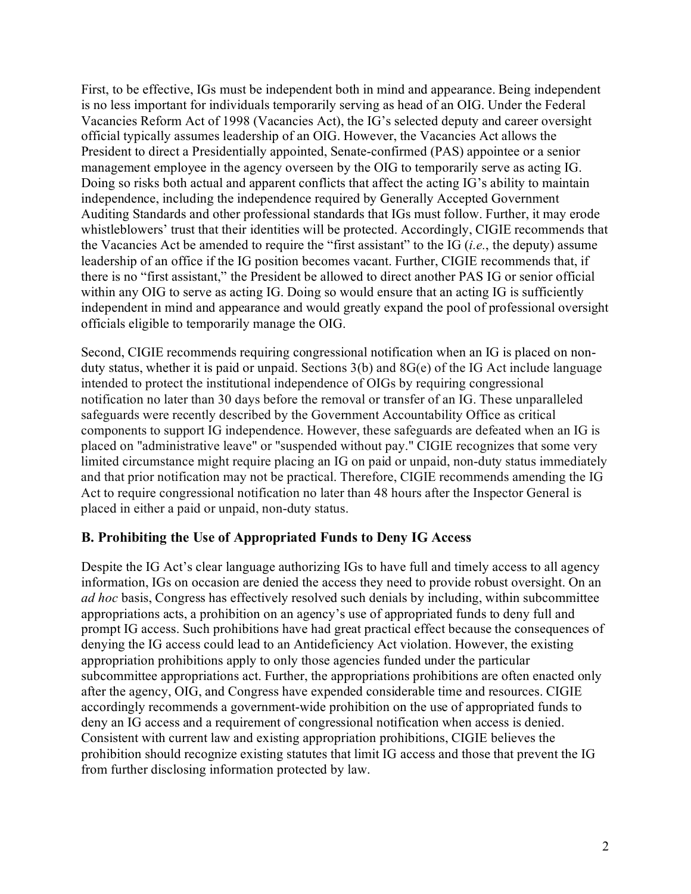First, to be effective, IGs must be independent both in mind and appearance. Being independent is no less important for individuals temporarily serving as head of an OIG. Under the Federal Vacancies Reform Act of 1998 (Vacancies Act), the IG's selected deputy and career oversight official typically assumes leadership of an OIG. However, the Vacancies Act allows the President to direct a Presidentially appointed, Senate-confirmed (PAS) appointee or a senior management employee in the agency overseen by the OIG to temporarily serve as acting IG. Doing so risks both actual and apparent conflicts that affect the acting IG's ability to maintain independence, including the independence required by Generally Accepted Government Auditing Standards and other professional standards that IGs must follow. Further, it may erode whistleblowers' trust that their identities will be protected. Accordingly, CIGIE recommends that the Vacancies Act be amended to require the "first assistant" to the IG (*i.e.*, the deputy) assume leadership of an office if the IG position becomes vacant. Further, CIGIE recommends that, if there is no "first assistant," the President be allowed to direct another PAS IG or senior official within any OIG to serve as acting IG. Doing so would ensure that an acting IG is sufficiently independent in mind and appearance and would greatly expand the pool of professional oversight officials eligible to temporarily manage the OIG.

Second, CIGIE recommends requiring congressional notification when an IG is placed on non-duty status, whether it is paid or unpaid. Sections 3(b) and 8G(e) of the IG Act include language intended to protect the institutional independence of OIGs by requiring congressional notification no later than 30 days before the removal or transfer of an IG. These unparalleled safeguards were recently described by the Government Accountability Office as critical components to support IG independence. However, these safeguards are defeated when an IG is placed on "administrative leave" or "suspended without pay." CIGIE recognizes that some very limited circumstance might require placing an IG on paid or unpaid, non-duty status immediately and that prior notification may not be practical. Therefore, CIGIE recommends amending the IG Act to require congressional notification no later than 48 hours after the Inspector General is placed in either a paid or unpaid, non-duty status.

### B. Prohibiting the Use of Appropriated Funds to Deny IG Access

Despite the IG Act's clear language authorizing IGs to have full and timely access to all agency information, IGs on occasion are denied the access they need to provide robust oversight. On an *ad hoc* basis, Congress has effectively resolved such denials by including, within subcommittee appropriations acts, a prohibition on an agency's use of appropriated funds to deny full and prompt IG access. Such prohibitions have had great practical effect because the consequences of denying the IG access could lead to an Antideficiency Act violation. However, the existing appropriation prohibitions apply to only those agencies funded under the particular subcommittee appropriations act. Further, the appropriations prohibitions are often enacted only after the agency, OIG, and Congress have expended considerable time and resources. CIGIE accordingly recommends a government-wide prohibition on the use of appropriated funds to deny an IG access and a requirement of congressional notification when access is denied. Consistent with current law and existing appropriation prohibitions, CIGIE believes the prohibition should recognize existing statutes that limit IG access and those that prevent the IG from further disclosing information protected by law.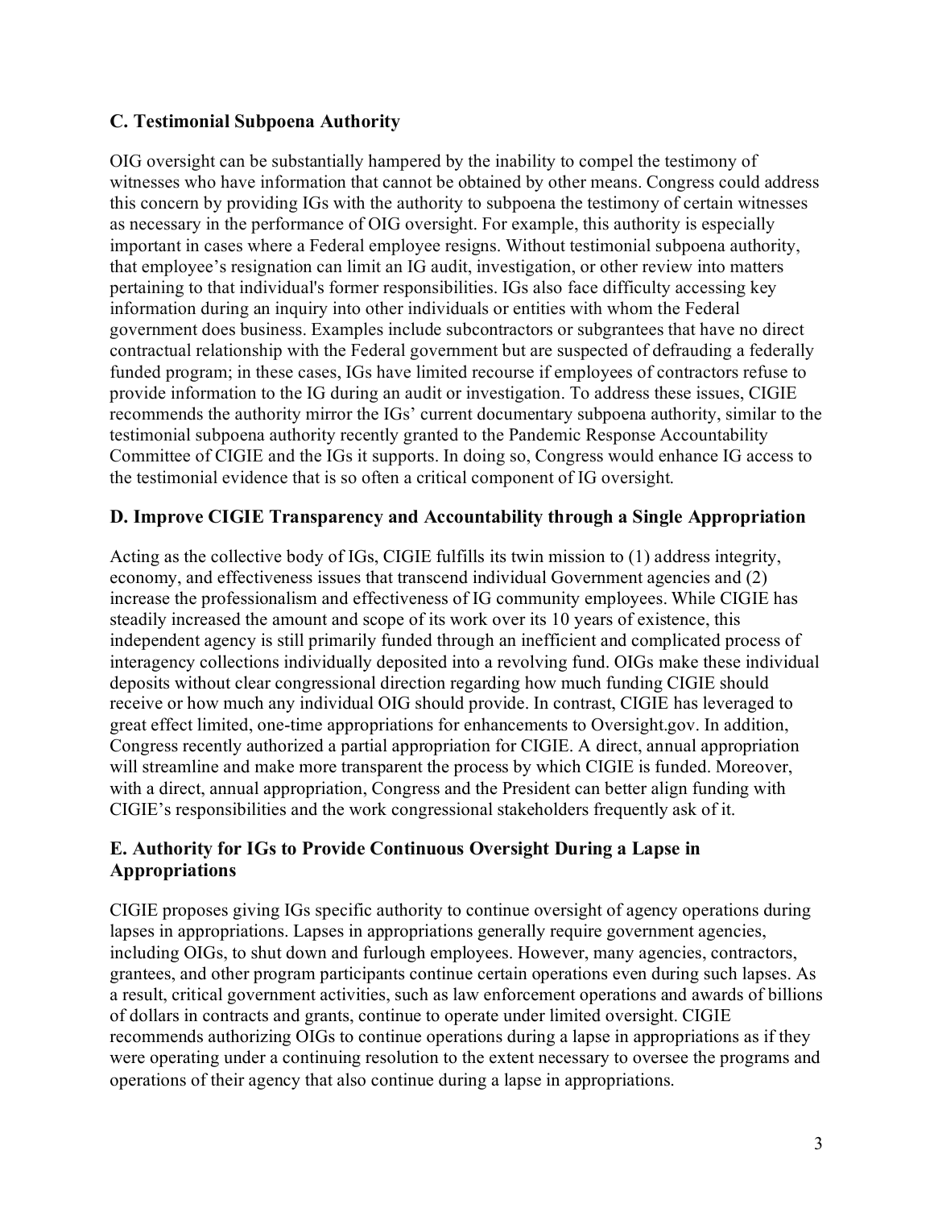### C. Testimonial Subpoena Authority

OIG oversight can be substantially hampered by the inability to compel the testimony of witnesses who have information that cannot be obtained by other means. Congress could address this concern by providing IGs with the authority to subpoena the testimony of certain witnesses as necessary in the performance of OIG oversight. For example, this authority is especially important in cases where a Federal employee resigns. Without testimonial subpoena authority, that employee's resignation can limit an IG audit, investigation, or other review into matters pertaining to that individual's former responsibilities. IGs also face difficulty accessing key information during an inquiry into other individuals or entities with whom the Federal government does business. Examples include subcontractors or subgrantees that have no direct contractual relationship with the Federal government but are suspected of defrauding a federally funded program; in these cases, IGs have limited recourse if employees of contractors refuse to provide information to the IG during an audit or investigation. To address these issues, CIGIE recommends the authority mirror the IGs' current documentary subpoena authority, similar to the testimonial subpoena authority recently granted to the Pandemic Response Accountability Committee of CIGIE and the IGs it supports. In doing so, Congress would enhance IG access to the testimonial evidence that is so often a critical component of IG oversight.

### D. Improve CIGIE Transparency and Accountability through a Single Appropriation

Acting as the collective body of IGs, CIGIE fulfills its twin mission to (1) address integrity, economy, and effectiveness issues that transcend individual Government agencies and (2) increase the professionalism and effectiveness of IG community employees. While CIGIE has steadily increased the amount and scope of its work over its 10 years of existence, this independent agency is still primarily funded through an inefficient and complicated process of interagency collections individually deposited into a revolving fund. OIGs make these individual deposits without clear congressional direction regarding how much funding CIGIE should receive or how much any individual OIG should provide. In contrast, CIGIE has leveraged to great effect limited, one-time appropriations for enhancements to Oversight.gov. In addition, Congress recently authorized a partial appropriation for CIGIE. A direct, annual appropriation will streamline and make more transparent the process by which CIGIE is funded. Moreover, with a direct, annual appropriation, Congress and the President can better align funding with CIGIE's responsibilities and the work congressional stakeholders frequently ask of it.

### E. Authority for IGs to Provide Continuous Oversight During a Lapse in Appropriations

CIGIE proposes giving IGs specific authority to continue oversight of agency operations during lapses in appropriations. Lapses in appropriations generally require government agencies, including OIGs, to shut down and furlough employees. However, many agencies, contractors, grantees, and other program participants continue certain operations even during such lapses. As a result, critical government activities, such as law enforcement operations and awards of billions of dollars in contracts and grants, continue to operate under limited oversight. CIGIE recommends authorizing OIGs to continue operations during a lapse in appropriations as if they were operating under a continuing resolution to the extent necessary to oversee the programs and operations of their agency that also continue during a lapse in appropriations.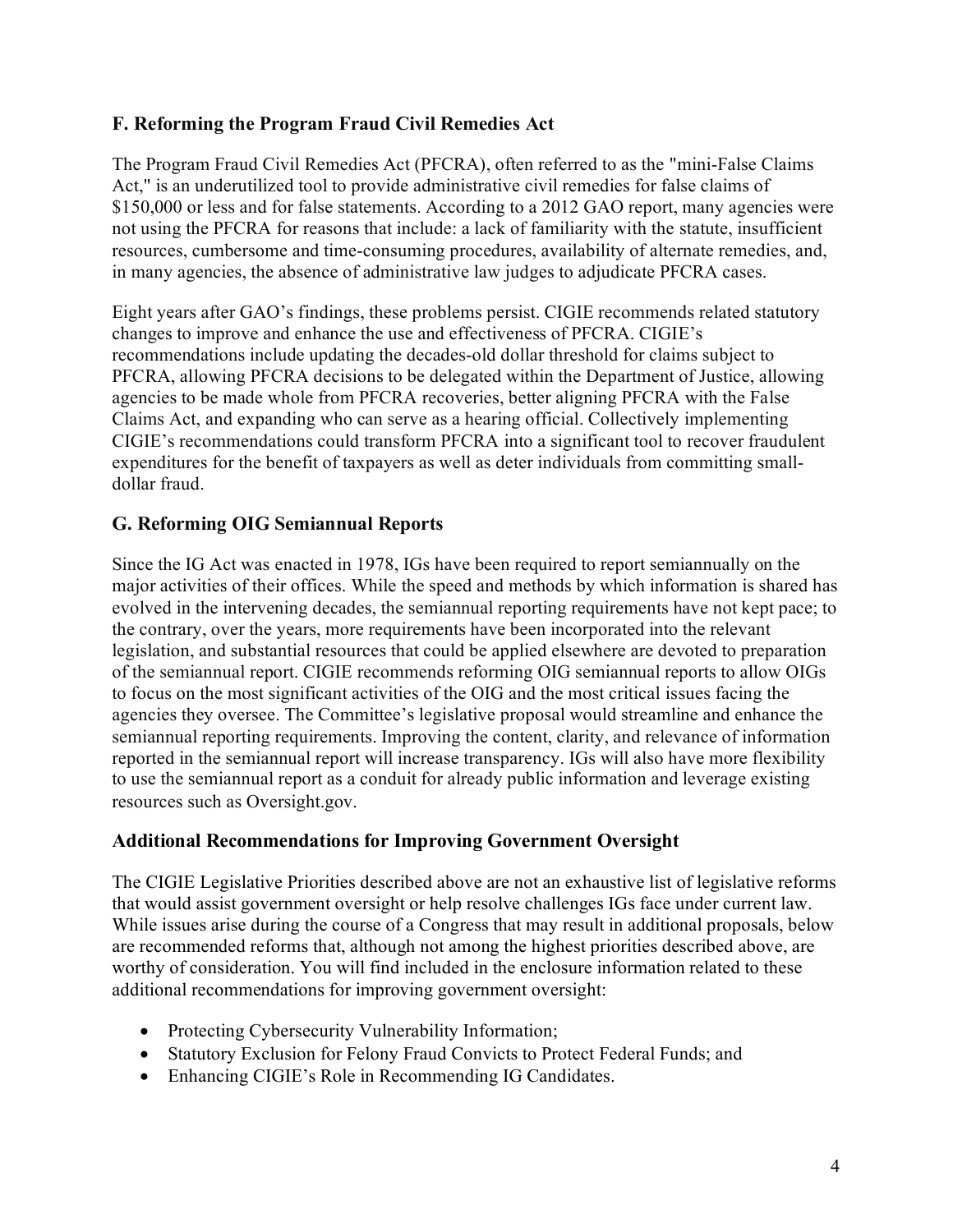### F. Reforming the Program Fraud Civil Remedies Act

The Program Fraud Civil Remedies Act (PFCRA), often referred to as the "mini-False Claims Act," is an underutilized tool to provide administrative civil remedies for false claims of $150,000 or less and for false statements. According to a 2012 GAO report, many agencies were not using the PFCRA for reasons that include: a lack of familiarity with the statute, insufficient resources, cumbersome and time-consuming procedures, availability of alternate remedies, and, in many agencies, the absence of administrative law judges to adjudicate PFCRA cases.

Eight years after GAO's findings, these problems persist. CIGIE recommends related statutory changes to improve and enhance the use and effectiveness of PFCRA. CIGIE's recommendations include updating the decades-old dollar threshold for claims subject to PFCRA, allowing PFCRA decisions to be delegated within the Department of Justice, allowing agencies to be made whole from PFCRA recoveries, better aligning PFCRA with the False Claims Act, and expanding who can serve as a hearing official. Collectively implementing CIGIE's recommendations could transform PFCRA into a significant tool to recover fraudulent expenditures for the benefit of taxpayers as well as deter individuals from committing small-dollar fraud.

### G. Reforming OIG Semiannual Reports

Since the IG Act was enacted in 1978, IGs have been required to report semiannually on the major activities of their offices. While the speed and methods by which information is shared has evolved in the intervening decades, the semiannual reporting requirements have not kept pace; to the contrary, over the years, more requirements have been incorporated into the relevant legislation, and substantial resources that could be applied elsewhere are devoted to preparation of the semiannual report. CIGIE recommends reforming OIG semiannual reports to allow OIGs to focus on the most significant activities of the OIG and the most critical issues facing the agencies they oversee. The Committee's legislative proposal would streamline and enhance the semiannual reporting requirements. Improving the content, clarity, and relevance of information reported in the semiannual report will increase transparency. IGs will also have more flexibility to use the semiannual report as a conduit for already public information and leverage existing resources such as Oversight.gov.

### Additional Recommendations for Improving Government Oversight

The CIGIE Legislative Priorities described above are not an exhaustive list of legislative reforms that would assist government oversight or help resolve challenges IGs face under current law. While issues arise during the course of a Congress that may result in additional proposals, below are recommended reforms that, although not among the highest priorities described above, are worthy of consideration. You will find included in the enclosure information related to these additional recommendations for improving government oversight:

- Protecting Cybersecurity Vulnerability Information;
- Statutory Exclusion for Felony Fraud Convicts to Protect Federal Funds; and
- Enhancing CIGIE's Role in Recommending IG Candidates.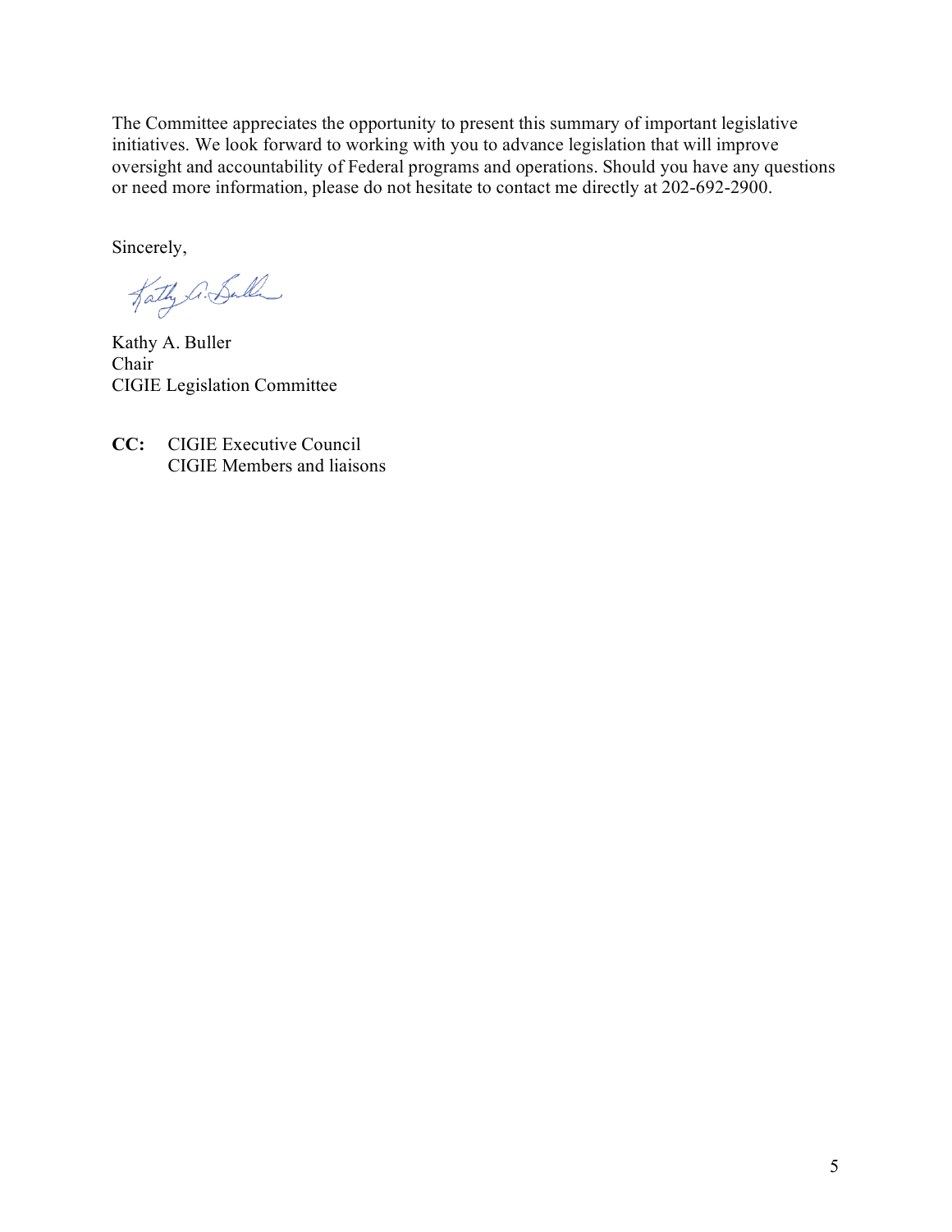The Committee appreciates the opportunity to present this summary of important legislative initiatives. We look forward to working with you to advance legislation that will improve oversight and accountability of Federal programs and operations. Should you have any questions or need more information, please do not hesitate to contact me directly at 202-692-2900.

Sincerely,

Kathy A. Buller
Chair
CIGIE Legislation Committee

**CC:** CIGIE Executive Council
CIGIE Members and liaisons